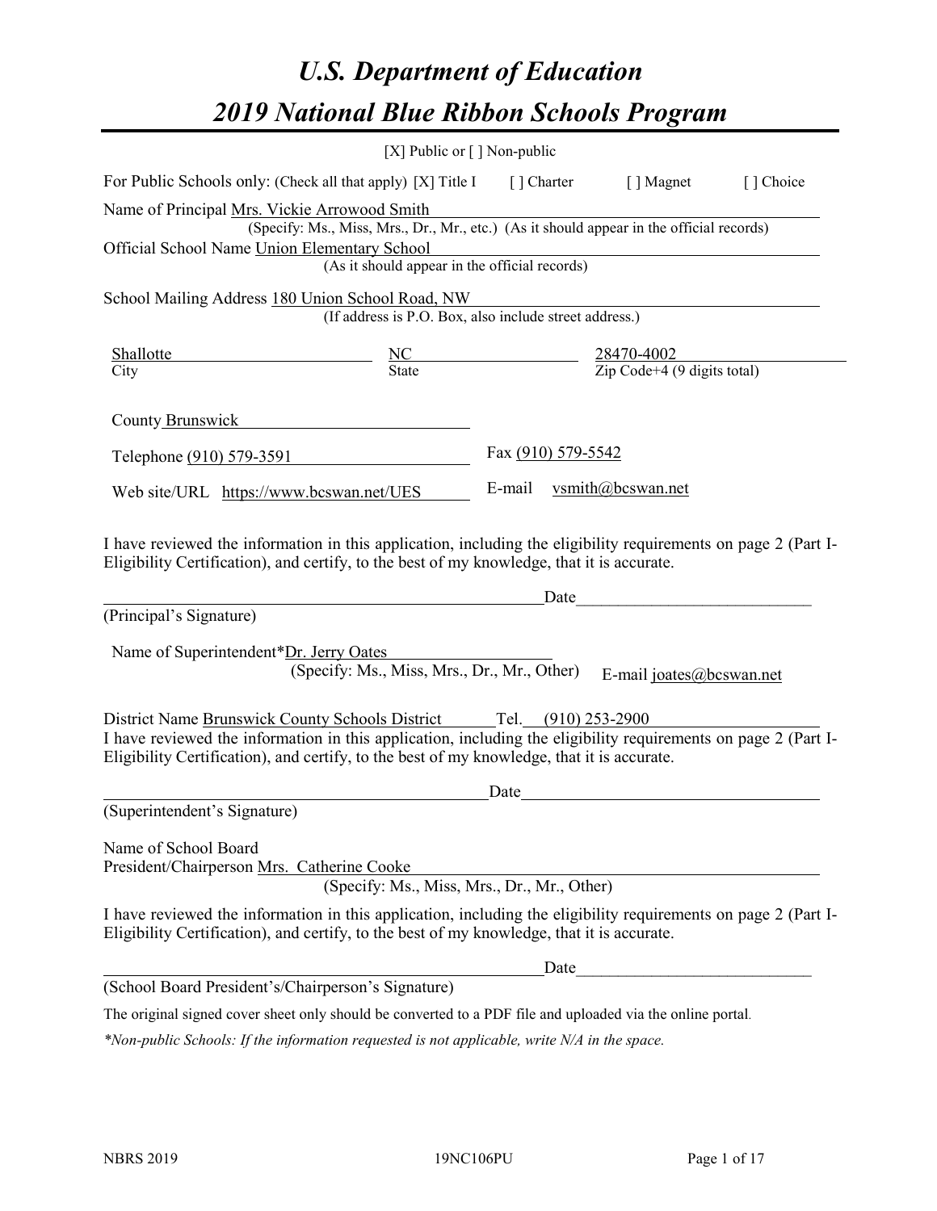// U.S. Department of Education

# 2019 National Blue Ribbon Schools Program

[X] Public or [ ] Non-public

For Public Schools only: (Check all that apply) [X] Title I [ ] Charter [ ] Magnet [ ] Choice

Name of Principal Mrs. Vickie Arrowood Smith
(Specify: Ms., Miss, Mrs., Dr., Mr., etc.) (As it should appear in the official records)

Official School Name Union Elementary School
(As it should appear in the official records)

School Mailing Address 180 Union School Road, NW
(If address is P.O. Box, also include street address.)

| Shallotte | NC | 28470-4002 |
|---|---|---|
| City | State | Zip Code+4 (9 digits total) |

County Brunswick

Telephone (910) 579-3591 Fax (910) 579-5542

Web site/URL https://www.bcswan.net/UES E-mail vsmith@bcswan.net

I have reviewed the information in this application, including the eligibility requirements on page 2 (Part I-Eligibility Certification), and certify, to the best of my knowledge, that it is accurate.

_______________________________________________ Date_________________________

(Principal's Signature)

Name of Superintendent*Dr. Jerry Oates
(Specify: Ms., Miss, Mrs., Dr., Mr., Other) E-mail joates@bcswan.net

District Name Brunswick County Schools District Tel. (910) 253-2900

I have reviewed the information in this application, including the eligibility requirements on page 2 (Part I-Eligibility Certification), and certify, to the best of my knowledge, that it is accurate.

_______________________________________________ Date_________________________

(Superintendent's Signature)

Name of School Board
President/Chairperson Mrs. Catherine Cooke
(Specify: Ms., Miss, Mrs., Dr., Mr., Other)

I have reviewed the information in this application, including the eligibility requirements on page 2 (Part I-Eligibility Certification), and certify, to the best of my knowledge, that it is accurate.

_______________________________________________ Date_________________________

(School Board President's/Chairperson's Signature)

The original signed cover sheet only should be converted to a PDF file and uploaded via the online portal.

*\*Non-public Schools: If the information requested is not applicable, write N/A in the space.*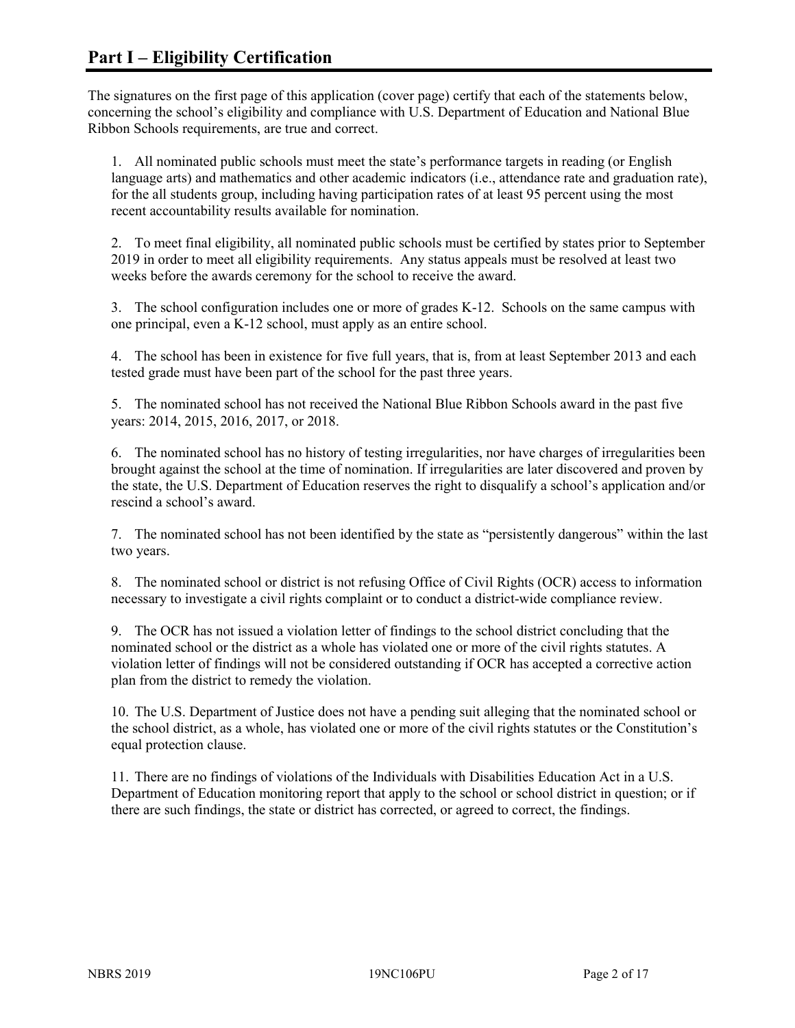## Part I – Eligibility Certification

The signatures on the first page of this application (cover page) certify that each of the statements below, concerning the school's eligibility and compliance with U.S. Department of Education and National Blue Ribbon Schools requirements, are true and correct.

1. All nominated public schools must meet the state's performance targets in reading (or English language arts) and mathematics and other academic indicators (i.e., attendance rate and graduation rate), for the all students group, including having participation rates of at least 95 percent using the most recent accountability results available for nomination.

2. To meet final eligibility, all nominated public schools must be certified by states prior to September 2019 in order to meet all eligibility requirements. Any status appeals must be resolved at least two weeks before the awards ceremony for the school to receive the award.

3. The school configuration includes one or more of grades K-12. Schools on the same campus with one principal, even a K-12 school, must apply as an entire school.

4. The school has been in existence for five full years, that is, from at least September 2013 and each tested grade must have been part of the school for the past three years.

5. The nominated school has not received the National Blue Ribbon Schools award in the past five years: 2014, 2015, 2016, 2017, or 2018.

6. The nominated school has no history of testing irregularities, nor have charges of irregularities been brought against the school at the time of nomination. If irregularities are later discovered and proven by the state, the U.S. Department of Education reserves the right to disqualify a school's application and/or rescind a school's award.

7. The nominated school has not been identified by the state as "persistently dangerous" within the last two years.

8. The nominated school or district is not refusing Office of Civil Rights (OCR) access to information necessary to investigate a civil rights complaint or to conduct a district-wide compliance review.

9. The OCR has not issued a violation letter of findings to the school district concluding that the nominated school or the district as a whole has violated one or more of the civil rights statutes. A violation letter of findings will not be considered outstanding if OCR has accepted a corrective action plan from the district to remedy the violation.

10. The U.S. Department of Justice does not have a pending suit alleging that the nominated school or the school district, as a whole, has violated one or more of the civil rights statutes or the Constitution's equal protection clause.

11. There are no findings of violations of the Individuals with Disabilities Education Act in a U.S. Department of Education monitoring report that apply to the school or school district in question; or if there are such findings, the state or district has corrected, or agreed to correct, the findings.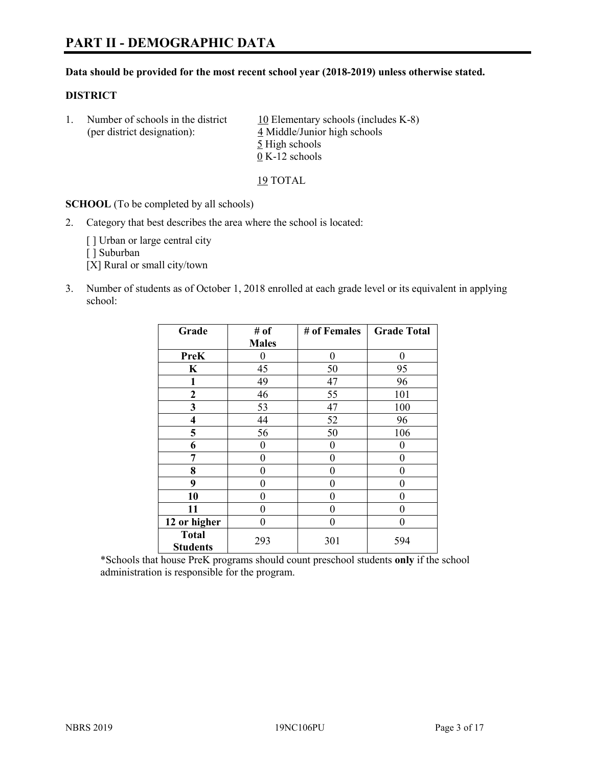# PART II - DEMOGRAPHIC DATA

**Data should be provided for the most recent school year (2018-2019) unless otherwise stated.**

**DISTRICT**

1. Number of schools in the district (per district designation):
   10 Elementary schools (includes K-8)
   4 Middle/Junior high schools
   5 High schools
   0 K-12 schools

   19 TOTAL

**SCHOOL** (To be completed by all schools)

2. Category that best describes the area where the school is located:

   [ ] Urban or large central city
   [ ] Suburban
   [X] Rural or small city/town

3. Number of students as of October 1, 2018 enrolled at each grade level or its equivalent in applying school:

| Grade | # of Males | # of Females | Grade Total |
|---|---|---|---|
| PreK | 0 | 0 | 0 |
| K | 45 | 50 | 95 |
| 1 | 49 | 47 | 96 |
| 2 | 46 | 55 | 101 |
| 3 | 53 | 47 | 100 |
| 4 | 44 | 52 | 96 |
| 5 | 56 | 50 | 106 |
| 6 | 0 | 0 | 0 |
| 7 | 0 | 0 | 0 |
| 8 | 0 | 0 | 0 |
| 9 | 0 | 0 | 0 |
| 10 | 0 | 0 | 0 |
| 11 | 0 | 0 | 0 |
| 12 or higher | 0 | 0 | 0 |
| Total Students | 293 | 301 | 594 |

*Schools that house PreK programs should count preschool students **only** if the school administration is responsible for the program.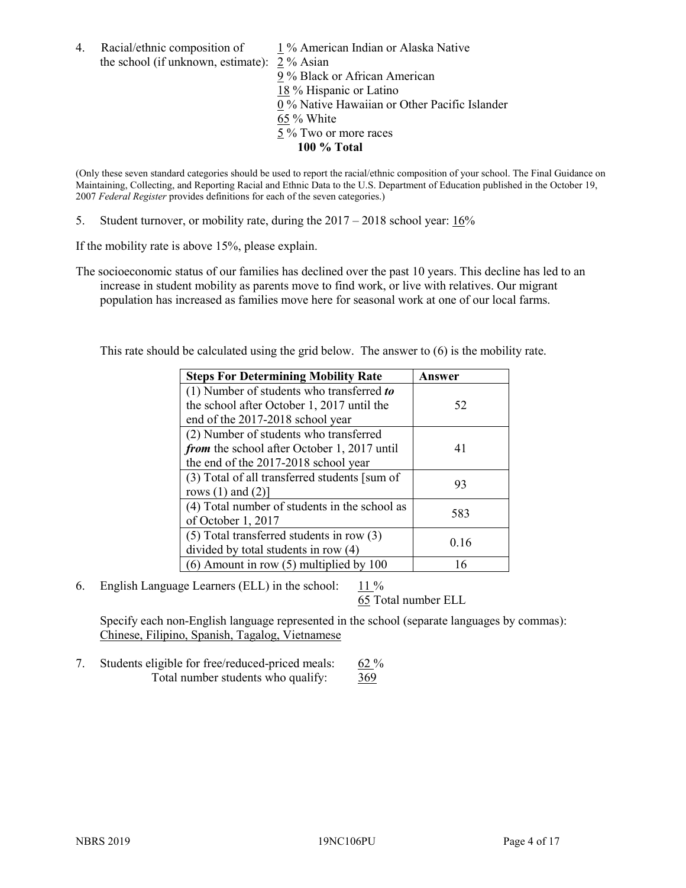4. Racial/ethnic composition of the school (if unknown, estimate):
   1 % American Indian or Alaska Native
   2 % Asian
   9 % Black or African American
   18 % Hispanic or Latino
   0 % Native Hawaiian or Other Pacific Islander
   65 % White
   5 % Two or more races
   **100 % Total**

(Only these seven standard categories should be used to report the racial/ethnic composition of your school. The Final Guidance on Maintaining, Collecting, and Reporting Racial and Ethnic Data to the U.S. Department of Education published in the October 19, 2007 *Federal Register* provides definitions for each of the seven categories.)

5. Student turnover, or mobility rate, during the 2017 – 2018 school year: 16%

If the mobility rate is above 15%, please explain.

The socioeconomic status of our families has declined over the past 10 years. This decline has led to an increase in student mobility as parents move to find work, or live with relatives. Our migrant population has increased as families move here for seasonal work at one of our local farms.

This rate should be calculated using the grid below. The answer to (6) is the mobility rate.

| **Steps For Determining Mobility Rate** | **Answer** |
|---|---|
| (1) Number of students who transferred ***to*** the school after October 1, 2017 until the end of the 2017-2018 school year | 52 |
| (2) Number of students who transferred ***from*** the school after October 1, 2017 until the end of the 2017-2018 school year | 41 |
| (3) Total of all transferred students [sum of rows (1) and (2)] | 93 |
| (4) Total number of students in the school as of October 1, 2017 | 583 |
| (5) Total transferred students in row (3) divided by total students in row (4) | 0.16 |
| (6) Amount in row (5) multiplied by 100 | 16 |

6. English Language Learners (ELL) in the school: 11 %
   65 Total number ELL

   Specify each non-English language represented in the school (separate languages by commas):
   Chinese, Filipino, Spanish, Tagalog, Vietnamese

7. Students eligible for free/reduced-priced meals: 62 %
   Total number students who qualify: 369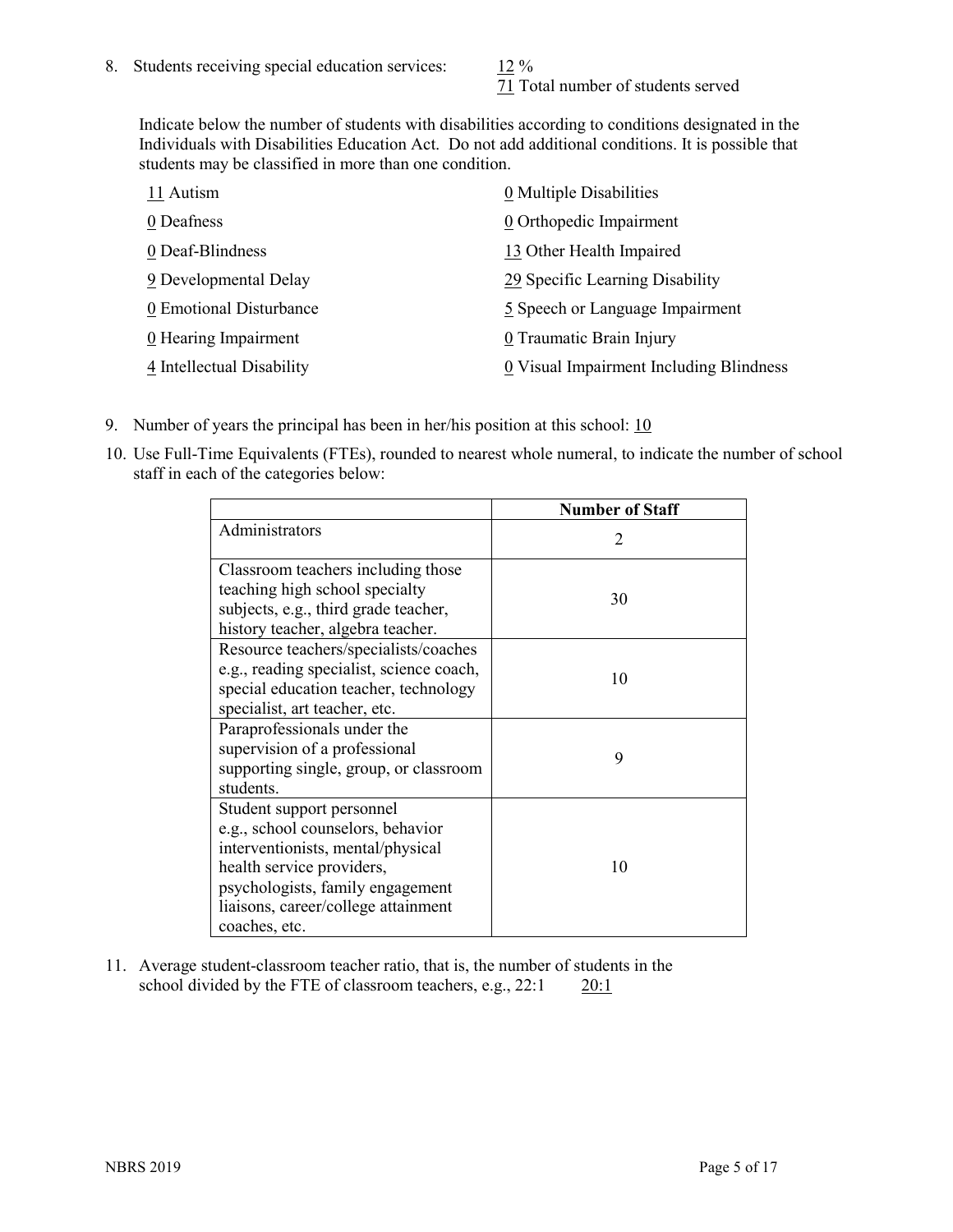8. Students receiving special education services: 12 %
71 Total number of students served

Indicate below the number of students with disabilities according to conditions designated in the Individuals with Disabilities Education Act. Do not add additional conditions. It is possible that students may be classified in more than one condition.

11 Autism
0 Deafness
0 Deaf-Blindness
9 Developmental Delay
0 Emotional Disturbance
0 Hearing Impairment
4 Intellectual Disability
0 Multiple Disabilities
0 Orthopedic Impairment
13 Other Health Impaired
29 Specific Learning Disability
5 Speech or Language Impairment
0 Traumatic Brain Injury
0 Visual Impairment Including Blindness

9. Number of years the principal has been in her/his position at this school: 10

10. Use Full-Time Equivalents (FTEs), rounded to nearest whole numeral, to indicate the number of school staff in each of the categories below:

| | Number of Staff |
|---|---|
| Administrators | 2 |
| Classroom teachers including those teaching high school specialty subjects, e.g., third grade teacher, history teacher, algebra teacher. | 30 |
| Resource teachers/specialists/coaches e.g., reading specialist, science coach, special education teacher, technology specialist, art teacher, etc. | 10 |
| Paraprofessionals under the supervision of a professional supporting single, group, or classroom students. | 9 |
| Student support personnel e.g., school counselors, behavior interventionists, mental/physical health service providers, psychologists, family engagement liaisons, career/college attainment coaches, etc. | 10 |

11. Average student-classroom teacher ratio, that is, the number of students in the school divided by the FTE of classroom teachers, e.g., 22:1 20:1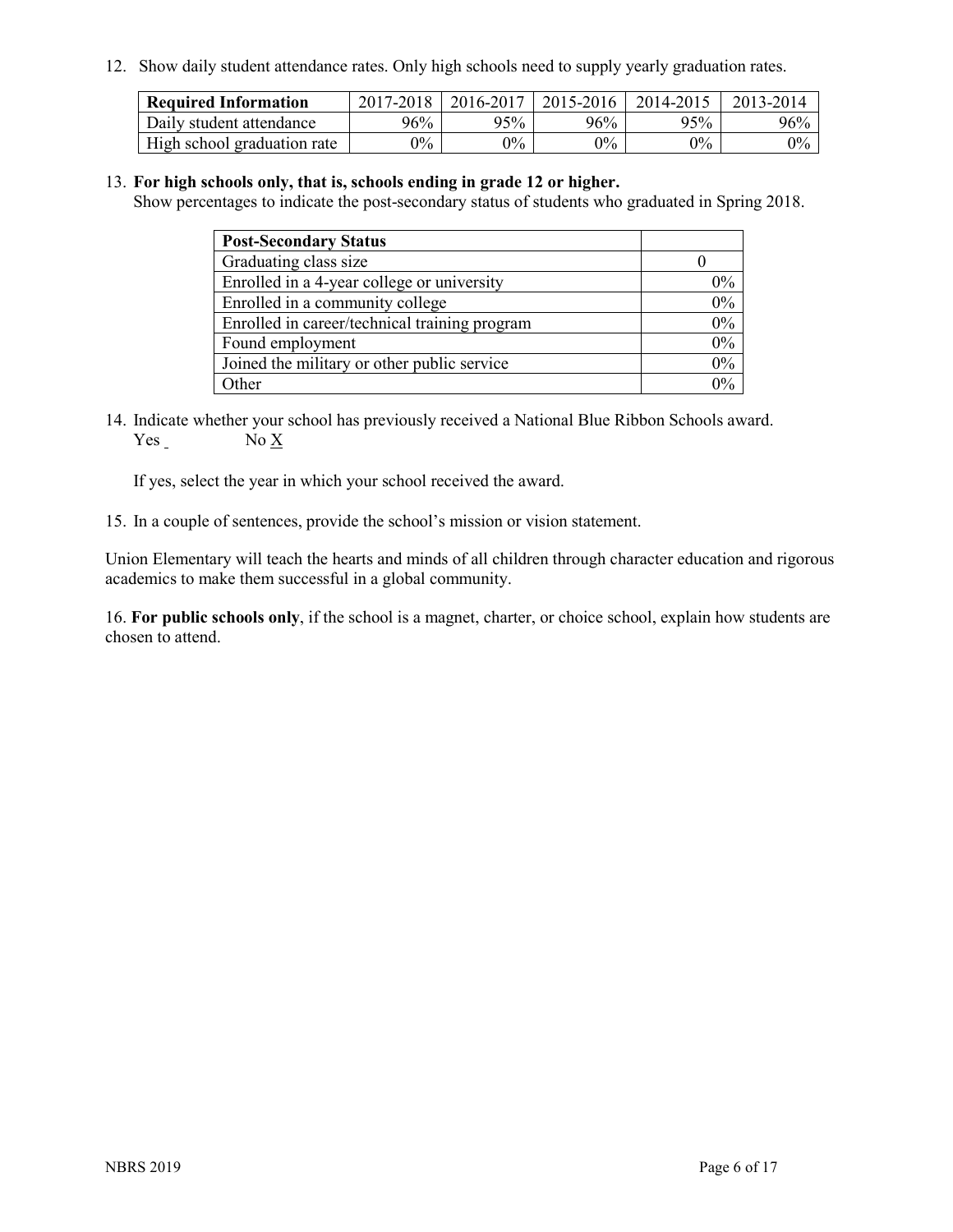12. Show daily student attendance rates. Only high schools need to supply yearly graduation rates.

| Required Information | 2017-2018 | 2016-2017 | 2015-2016 | 2014-2015 | 2013-2014 |
|---|---|---|---|---|---|
| Daily student attendance | 96% | 95% | 96% | 95% | 96% |
| High school graduation rate | 0% | 0% | 0% | 0% | 0% |

13. **For high schools only, that is, schools ending in grade 12 or higher.**
Show percentages to indicate the post-secondary status of students who graduated in Spring 2018.

| Post-Secondary Status | |
|---|---|
| Graduating class size | 0 |
| Enrolled in a 4-year college or university | 0% |
| Enrolled in a community college | 0% |
| Enrolled in career/technical training program | 0% |
| Found employment | 0% |
| Joined the military or other public service | 0% |
| Other | 0% |

14. Indicate whether your school has previously received a National Blue Ribbon Schools award.
Yes _ No X

If yes, select the year in which your school received the award.

15. In a couple of sentences, provide the school's mission or vision statement.

Union Elementary will teach the hearts and minds of all children through character education and rigorous academics to make them successful in a global community.

16. **For public schools only**, if the school is a magnet, charter, or choice school, explain how students are chosen to attend.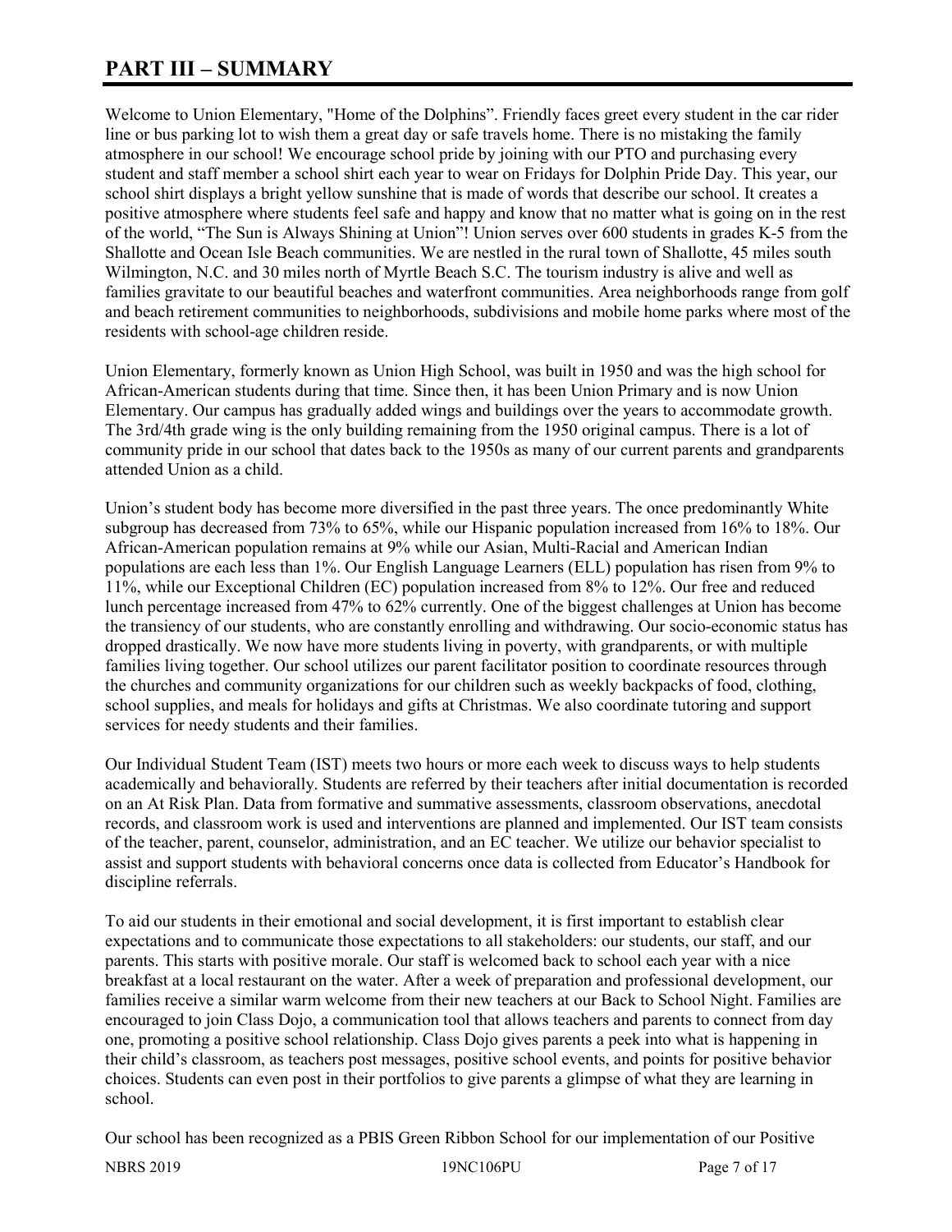# PART III – SUMMARY

Welcome to Union Elementary, "Home of the Dolphins". Friendly faces greet every student in the car rider line or bus parking lot to wish them a great day or safe travels home. There is no mistaking the family atmosphere in our school! We encourage school pride by joining with our PTO and purchasing every student and staff member a school shirt each year to wear on Fridays for Dolphin Pride Day. This year, our school shirt displays a bright yellow sunshine that is made of words that describe our school. It creates a positive atmosphere where students feel safe and happy and know that no matter what is going on in the rest of the world, "The Sun is Always Shining at Union"! Union serves over 600 students in grades K-5 from the Shallotte and Ocean Isle Beach communities. We are nestled in the rural town of Shallotte, 45 miles south Wilmington, N.C. and 30 miles north of Myrtle Beach S.C. The tourism industry is alive and well as families gravitate to our beautiful beaches and waterfront communities. Area neighborhoods range from golf and beach retirement communities to neighborhoods, subdivisions and mobile home parks where most of the residents with school-age children reside.

Union Elementary, formerly known as Union High School, was built in 1950 and was the high school for African-American students during that time. Since then, it has been Union Primary and is now Union Elementary. Our campus has gradually added wings and buildings over the years to accommodate growth. The 3rd/4th grade wing is the only building remaining from the 1950 original campus. There is a lot of community pride in our school that dates back to the 1950s as many of our current parents and grandparents attended Union as a child.

Union's student body has become more diversified in the past three years. The once predominantly White subgroup has decreased from 73% to 65%, while our Hispanic population increased from 16% to 18%. Our African-American population remains at 9% while our Asian, Multi-Racial and American Indian populations are each less than 1%. Our English Language Learners (ELL) population has risen from 9% to 11%, while our Exceptional Children (EC) population increased from 8% to 12%. Our free and reduced lunch percentage increased from 47% to 62% currently. One of the biggest challenges at Union has become the transiency of our students, who are constantly enrolling and withdrawing. Our socio-economic status has dropped drastically. We now have more students living in poverty, with grandparents, or with multiple families living together. Our school utilizes our parent facilitator position to coordinate resources through the churches and community organizations for our children such as weekly backpacks of food, clothing, school supplies, and meals for holidays and gifts at Christmas. We also coordinate tutoring and support services for needy students and their families.

Our Individual Student Team (IST) meets two hours or more each week to discuss ways to help students academically and behaviorally. Students are referred by their teachers after initial documentation is recorded on an At Risk Plan. Data from formative and summative assessments, classroom observations, anecdotal records, and classroom work is used and interventions are planned and implemented. Our IST team consists of the teacher, parent, counselor, administration, and an EC teacher. We utilize our behavior specialist to assist and support students with behavioral concerns once data is collected from Educator's Handbook for discipline referrals.

To aid our students in their emotional and social development, it is first important to establish clear expectations and to communicate those expectations to all stakeholders: our students, our staff, and our parents. This starts with positive morale. Our staff is welcomed back to school each year with a nice breakfast at a local restaurant on the water. After a week of preparation and professional development, our families receive a similar warm welcome from their new teachers at our Back to School Night. Families are encouraged to join Class Dojo, a communication tool that allows teachers and parents to connect from day one, promoting a positive school relationship. Class Dojo gives parents a peek into what is happening in their child's classroom, as teachers post messages, positive school events, and points for positive behavior choices. Students can even post in their portfolios to give parents a glimpse of what they are learning in school.

Our school has been recognized as a PBIS Green Ribbon School for our implementation of our Positive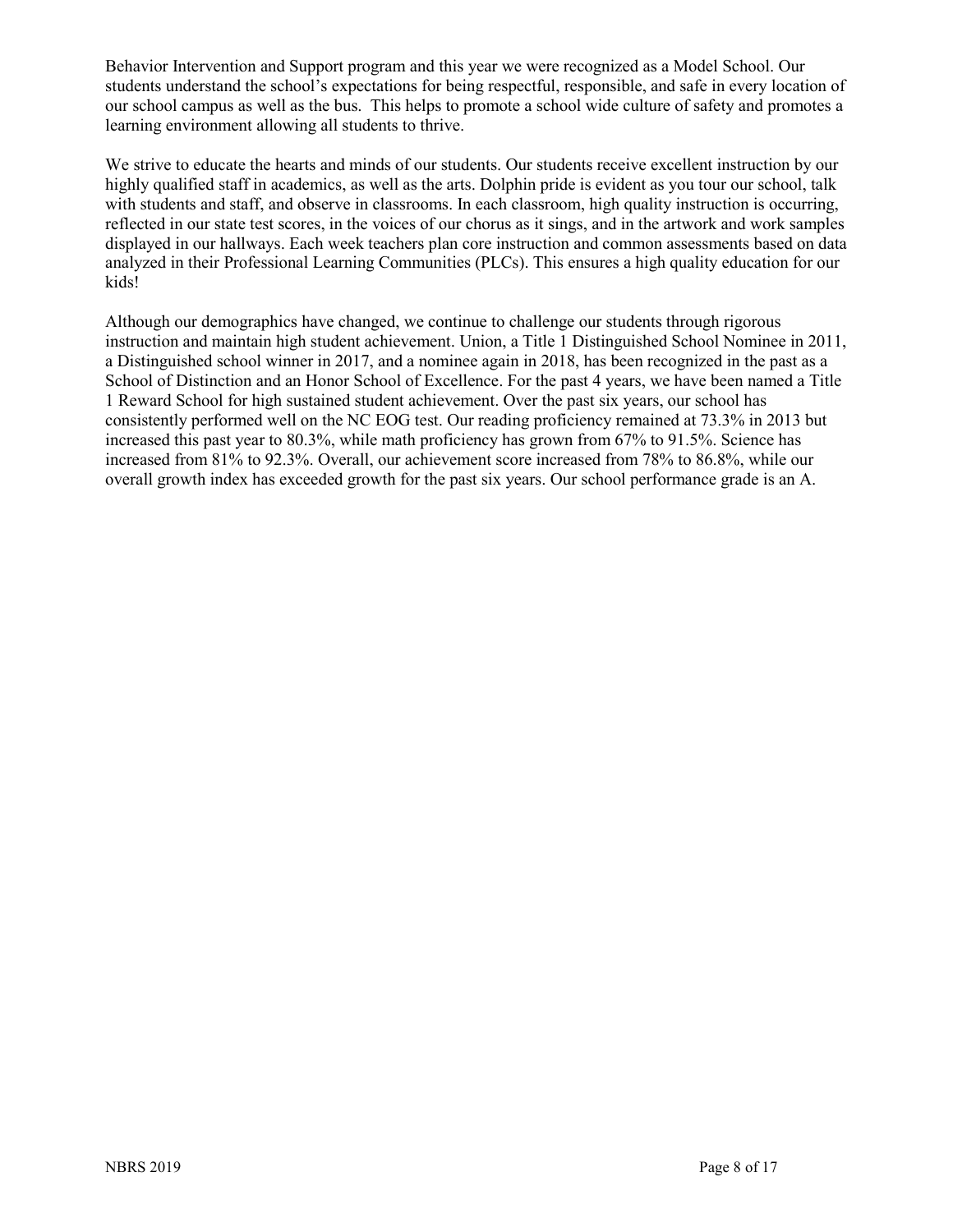Behavior Intervention and Support program and this year we were recognized as a Model School. Our students understand the school's expectations for being respectful, responsible, and safe in every location of our school campus as well as the bus. This helps to promote a school wide culture of safety and promotes a learning environment allowing all students to thrive.

We strive to educate the hearts and minds of our students. Our students receive excellent instruction by our highly qualified staff in academics, as well as the arts. Dolphin pride is evident as you tour our school, talk with students and staff, and observe in classrooms. In each classroom, high quality instruction is occurring, reflected in our state test scores, in the voices of our chorus as it sings, and in the artwork and work samples displayed in our hallways. Each week teachers plan core instruction and common assessments based on data analyzed in their Professional Learning Communities (PLCs). This ensures a high quality education for our kids!

Although our demographics have changed, we continue to challenge our students through rigorous instruction and maintain high student achievement. Union, a Title 1 Distinguished School Nominee in 2011, a Distinguished school winner in 2017, and a nominee again in 2018, has been recognized in the past as a School of Distinction and an Honor School of Excellence. For the past 4 years, we have been named a Title 1 Reward School for high sustained student achievement. Over the past six years, our school has consistently performed well on the NC EOG test. Our reading proficiency remained at 73.3% in 2013 but increased this past year to 80.3%, while math proficiency has grown from 67% to 91.5%. Science has increased from 81% to 92.3%. Overall, our achievement score increased from 78% to 86.8%, while our overall growth index has exceeded growth for the past six years. Our school performance grade is an A.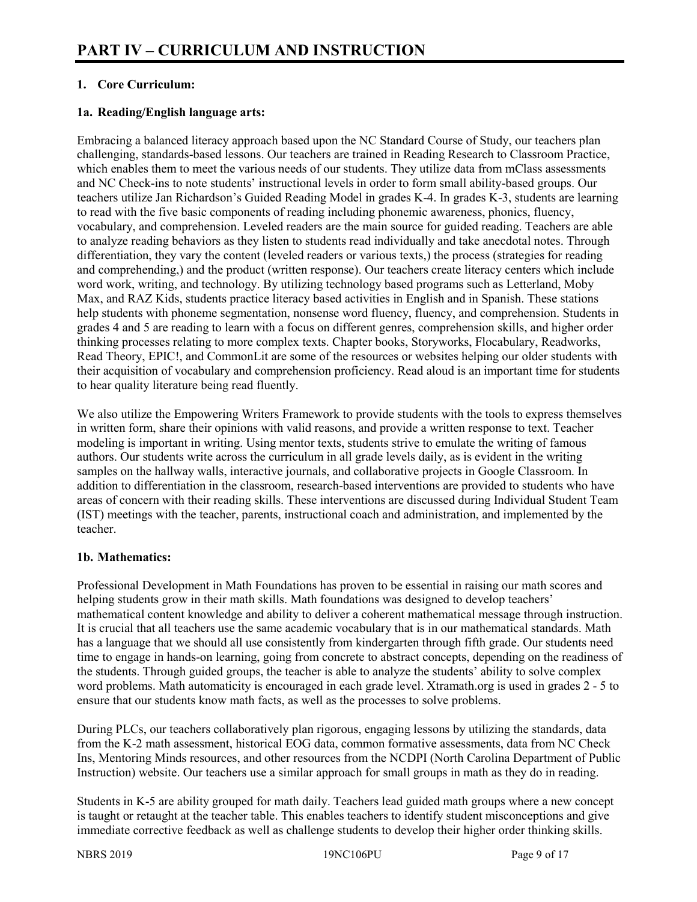# PART IV – CURRICULUM AND INSTRUCTION

## 1. Core Curriculum:

### 1a. Reading/English language arts:

Embracing a balanced literacy approach based upon the NC Standard Course of Study, our teachers plan challenging, standards-based lessons. Our teachers are trained in Reading Research to Classroom Practice, which enables them to meet the various needs of our students. They utilize data from mClass assessments and NC Check-ins to note students' instructional levels in order to form small ability-based groups. Our teachers utilize Jan Richardson's Guided Reading Model in grades K-4. In grades K-3, students are learning to read with the five basic components of reading including phonemic awareness, phonics, fluency, vocabulary, and comprehension. Leveled readers are the main source for guided reading. Teachers are able to analyze reading behaviors as they listen to students read individually and take anecdotal notes. Through differentiation, they vary the content (leveled readers or various texts,) the process (strategies for reading and comprehending,) and the product (written response). Our teachers create literacy centers which include word work, writing, and technology. By utilizing technology based programs such as Letterland, Moby Max, and RAZ Kids, students practice literacy based activities in English and in Spanish. These stations help students with phoneme segmentation, nonsense word fluency, fluency, and comprehension. Students in grades 4 and 5 are reading to learn with a focus on different genres, comprehension skills, and higher order thinking processes relating to more complex texts. Chapter books, Storyworks, Flocabulary, Readworks, Read Theory, EPIC!, and CommonLit are some of the resources or websites helping our older students with their acquisition of vocabulary and comprehension proficiency. Read aloud is an important time for students to hear quality literature being read fluently.

We also utilize the Empowering Writers Framework to provide students with the tools to express themselves in written form, share their opinions with valid reasons, and provide a written response to text. Teacher modeling is important in writing. Using mentor texts, students strive to emulate the writing of famous authors. Our students write across the curriculum in all grade levels daily, as is evident in the writing samples on the hallway walls, interactive journals, and collaborative projects in Google Classroom. In addition to differentiation in the classroom, research-based interventions are provided to students who have areas of concern with their reading skills. These interventions are discussed during Individual Student Team (IST) meetings with the teacher, parents, instructional coach and administration, and implemented by the teacher.

### 1b. Mathematics:

Professional Development in Math Foundations has proven to be essential in raising our math scores and helping students grow in their math skills. Math foundations was designed to develop teachers' mathematical content knowledge and ability to deliver a coherent mathematical message through instruction. It is crucial that all teachers use the same academic vocabulary that is in our mathematical standards. Math has a language that we should all use consistently from kindergarten through fifth grade. Our students need time to engage in hands-on learning, going from concrete to abstract concepts, depending on the readiness of the students. Through guided groups, the teacher is able to analyze the students' ability to solve complex word problems. Math automaticity is encouraged in each grade level. Xtramath.org is used in grades 2 - 5 to ensure that our students know math facts, as well as the processes to solve problems.

During PLCs, our teachers collaboratively plan rigorous, engaging lessons by utilizing the standards, data from the K-2 math assessment, historical EOG data, common formative assessments, data from NC Check Ins, Mentoring Minds resources, and other resources from the NCDPI (North Carolina Department of Public Instruction) website. Our teachers use a similar approach for small groups in math as they do in reading.

Students in K-5 are ability grouped for math daily. Teachers lead guided math groups where a new concept is taught or retaught at the teacher table. This enables teachers to identify student misconceptions and give immediate corrective feedback as well as challenge students to develop their higher order thinking skills.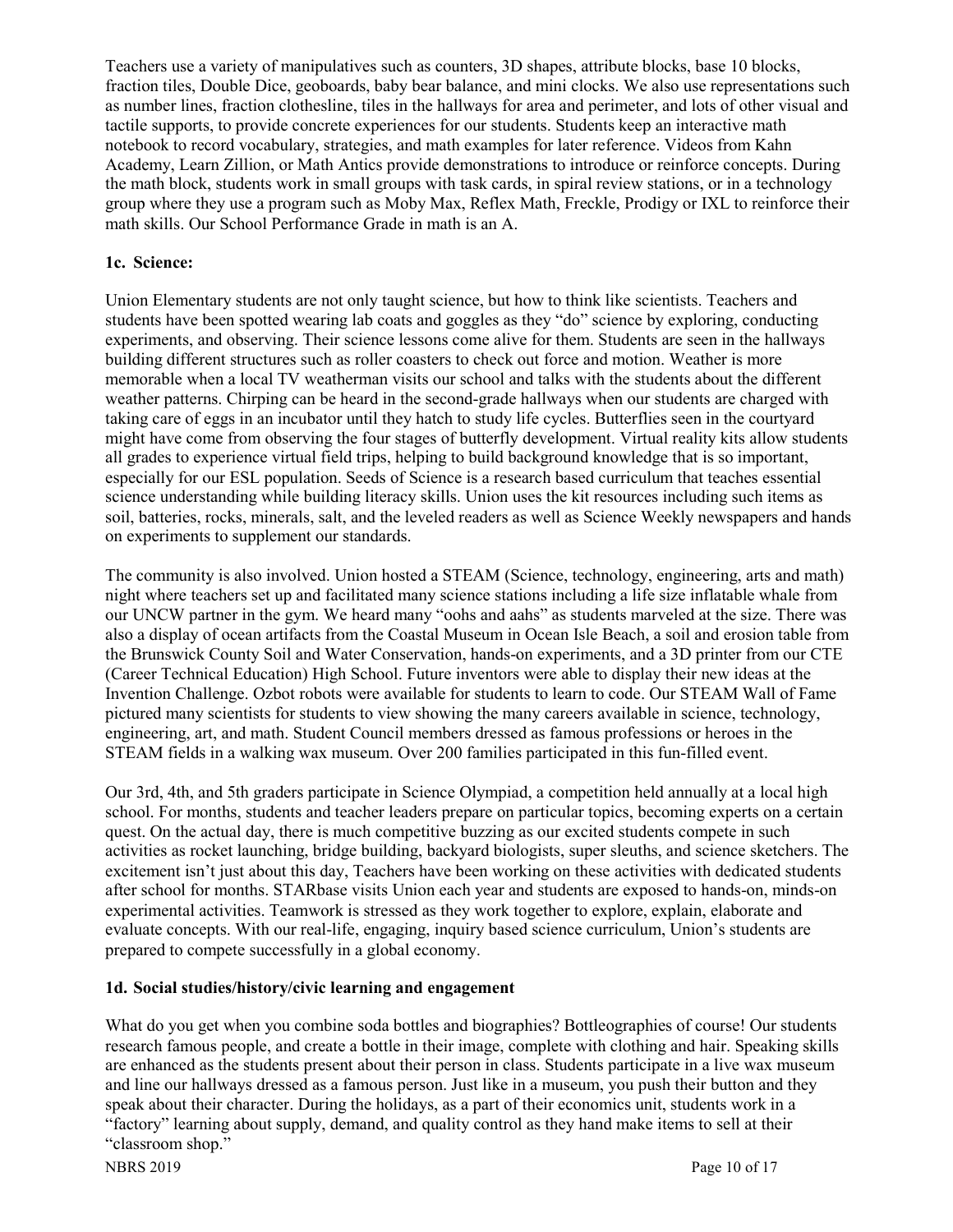Teachers use a variety of manipulatives such as counters, 3D shapes, attribute blocks, base 10 blocks, fraction tiles, Double Dice, geoboards, baby bear balance, and mini clocks. We also use representations such as number lines, fraction clothesline, tiles in the hallways for area and perimeter, and lots of other visual and tactile supports, to provide concrete experiences for our students. Students keep an interactive math notebook to record vocabulary, strategies, and math examples for later reference. Videos from Kahn Academy, Learn Zillion, or Math Antics provide demonstrations to introduce or reinforce concepts. During the math block, students work in small groups with task cards, in spiral review stations, or in a technology group where they use a program such as Moby Max, Reflex Math, Freckle, Prodigy or IXL to reinforce their math skills. Our School Performance Grade in math is an A.

**1c. Science:**

Union Elementary students are not only taught science, but how to think like scientists. Teachers and students have been spotted wearing lab coats and goggles as they "do" science by exploring, conducting experiments, and observing. Their science lessons come alive for them. Students are seen in the hallways building different structures such as roller coasters to check out force and motion. Weather is more memorable when a local TV weatherman visits our school and talks with the students about the different weather patterns. Chirping can be heard in the second-grade hallways when our students are charged with taking care of eggs in an incubator until they hatch to study life cycles. Butterflies seen in the courtyard might have come from observing the four stages of butterfly development. Virtual reality kits allow students all grades to experience virtual field trips, helping to build background knowledge that is so important, especially for our ESL population. Seeds of Science is a research based curriculum that teaches essential science understanding while building literacy skills. Union uses the kit resources including such items as soil, batteries, rocks, minerals, salt, and the leveled readers as well as Science Weekly newspapers and hands on experiments to supplement our standards.

The community is also involved. Union hosted a STEAM (Science, technology, engineering, arts and math) night where teachers set up and facilitated many science stations including a life size inflatable whale from our UNCW partner in the gym. We heard many "oohs and aahs" as students marveled at the size. There was also a display of ocean artifacts from the Coastal Museum in Ocean Isle Beach, a soil and erosion table from the Brunswick County Soil and Water Conservation, hands-on experiments, and a 3D printer from our CTE (Career Technical Education) High School. Future inventors were able to display their new ideas at the Invention Challenge. Ozbot robots were available for students to learn to code. Our STEAM Wall of Fame pictured many scientists for students to view showing the many careers available in science, technology, engineering, art, and math. Student Council members dressed as famous professions or heroes in the STEAM fields in a walking wax museum. Over 200 families participated in this fun-filled event.

Our 3rd, 4th, and 5th graders participate in Science Olympiad, a competition held annually at a local high school. For months, students and teacher leaders prepare on particular topics, becoming experts on a certain quest. On the actual day, there is much competitive buzzing as our excited students compete in such activities as rocket launching, bridge building, backyard biologists, super sleuths, and science sketchers. The excitement isn't just about this day, Teachers have been working on these activities with dedicated students after school for months. STARbase visits Union each year and students are exposed to hands-on, minds-on experimental activities. Teamwork is stressed as they work together to explore, explain, elaborate and evaluate concepts. With our real-life, engaging, inquiry based science curriculum, Union's students are prepared to compete successfully in a global economy.

**1d. Social studies/history/civic learning and engagement**

What do you get when you combine soda bottles and biographies? Bottleographies of course! Our students research famous people, and create a bottle in their image, complete with clothing and hair. Speaking skills are enhanced as the students present about their person in class. Students participate in a live wax museum and line our hallways dressed as a famous person. Just like in a museum, you push their button and they speak about their character. During the holidays, as a part of their economics unit, students work in a "factory" learning about supply, demand, and quality control as they hand make items to sell at their "classroom shop."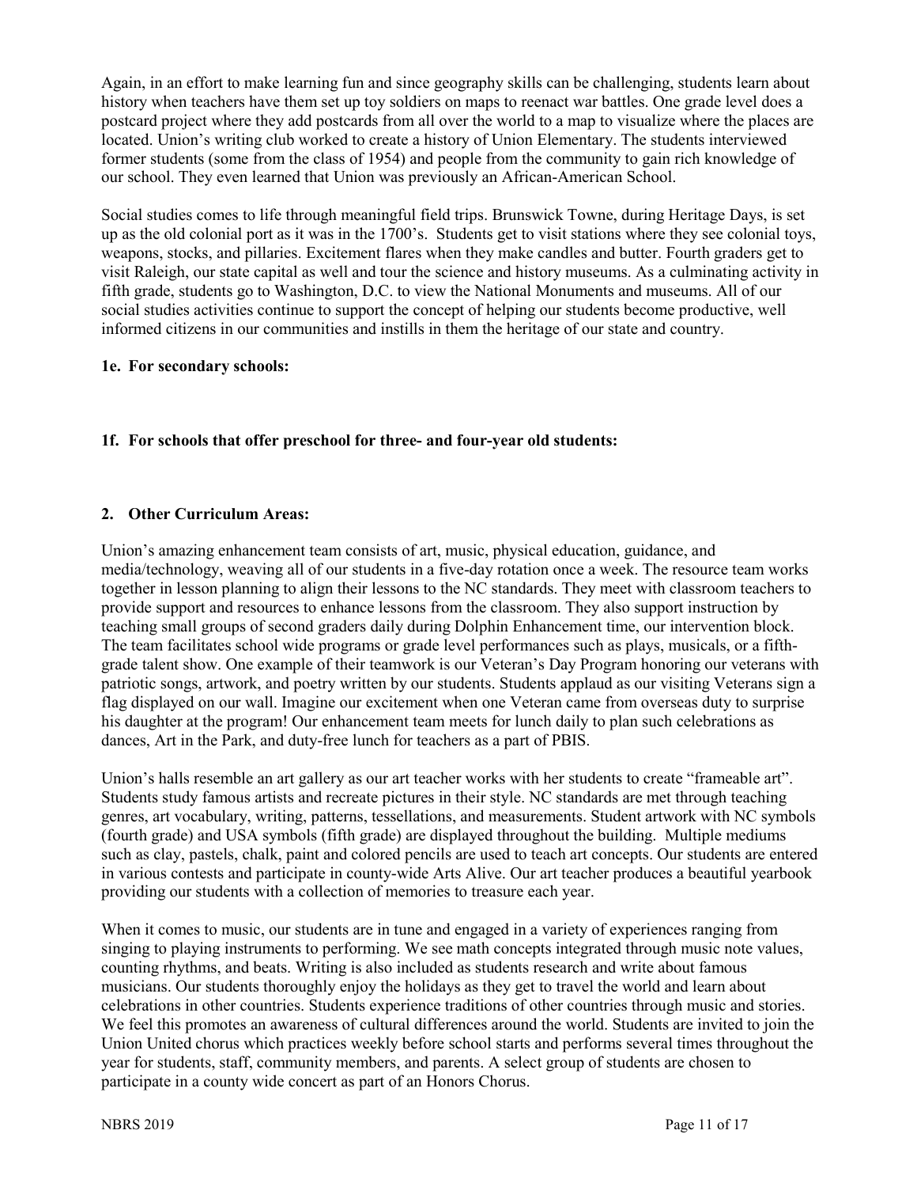Again, in an effort to make learning fun and since geography skills can be challenging, students learn about history when teachers have them set up toy soldiers on maps to reenact war battles. One grade level does a postcard project where they add postcards from all over the world to a map to visualize where the places are located. Union's writing club worked to create a history of Union Elementary. The students interviewed former students (some from the class of 1954) and people from the community to gain rich knowledge of our school. They even learned that Union was previously an African-American School.

Social studies comes to life through meaningful field trips. Brunswick Towne, during Heritage Days, is set up as the old colonial port as it was in the 1700's. Students get to visit stations where they see colonial toys, weapons, stocks, and pillaries. Excitement flares when they make candles and butter. Fourth graders get to visit Raleigh, our state capital as well and tour the science and history museums. As a culminating activity in fifth grade, students go to Washington, D.C. to view the National Monuments and museums. All of our social studies activities continue to support the concept of helping our students become productive, well informed citizens in our communities and instills in them the heritage of our state and country.

**1e. For secondary schools:**

**1f. For schools that offer preschool for three- and four-year old students:**

**2. Other Curriculum Areas:**

Union's amazing enhancement team consists of art, music, physical education, guidance, and media/technology, weaving all of our students in a five-day rotation once a week. The resource team works together in lesson planning to align their lessons to the NC standards. They meet with classroom teachers to provide support and resources to enhance lessons from the classroom. They also support instruction by teaching small groups of second graders daily during Dolphin Enhancement time, our intervention block. The team facilitates school wide programs or grade level performances such as plays, musicals, or a fifth-grade talent show. One example of their teamwork is our Veteran's Day Program honoring our veterans with patriotic songs, artwork, and poetry written by our students. Students applaud as our visiting Veterans sign a flag displayed on our wall. Imagine our excitement when one Veteran came from overseas duty to surprise his daughter at the program! Our enhancement team meets for lunch daily to plan such celebrations as dances, Art in the Park, and duty-free lunch for teachers as a part of PBIS.

Union's halls resemble an art gallery as our art teacher works with her students to create "frameable art". Students study famous artists and recreate pictures in their style. NC standards are met through teaching genres, art vocabulary, writing, patterns, tessellations, and measurements. Student artwork with NC symbols (fourth grade) and USA symbols (fifth grade) are displayed throughout the building. Multiple mediums such as clay, pastels, chalk, paint and colored pencils are used to teach art concepts. Our students are entered in various contests and participate in county-wide Arts Alive. Our art teacher produces a beautiful yearbook providing our students with a collection of memories to treasure each year.

When it comes to music, our students are in tune and engaged in a variety of experiences ranging from singing to playing instruments to performing. We see math concepts integrated through music note values, counting rhythms, and beats. Writing is also included as students research and write about famous musicians. Our students thoroughly enjoy the holidays as they get to travel the world and learn about celebrations in other countries. Students experience traditions of other countries through music and stories. We feel this promotes an awareness of cultural differences around the world. Students are invited to join the Union United chorus which practices weekly before school starts and performs several times throughout the year for students, staff, community members, and parents. A select group of students are chosen to participate in a county wide concert as part of an Honors Chorus.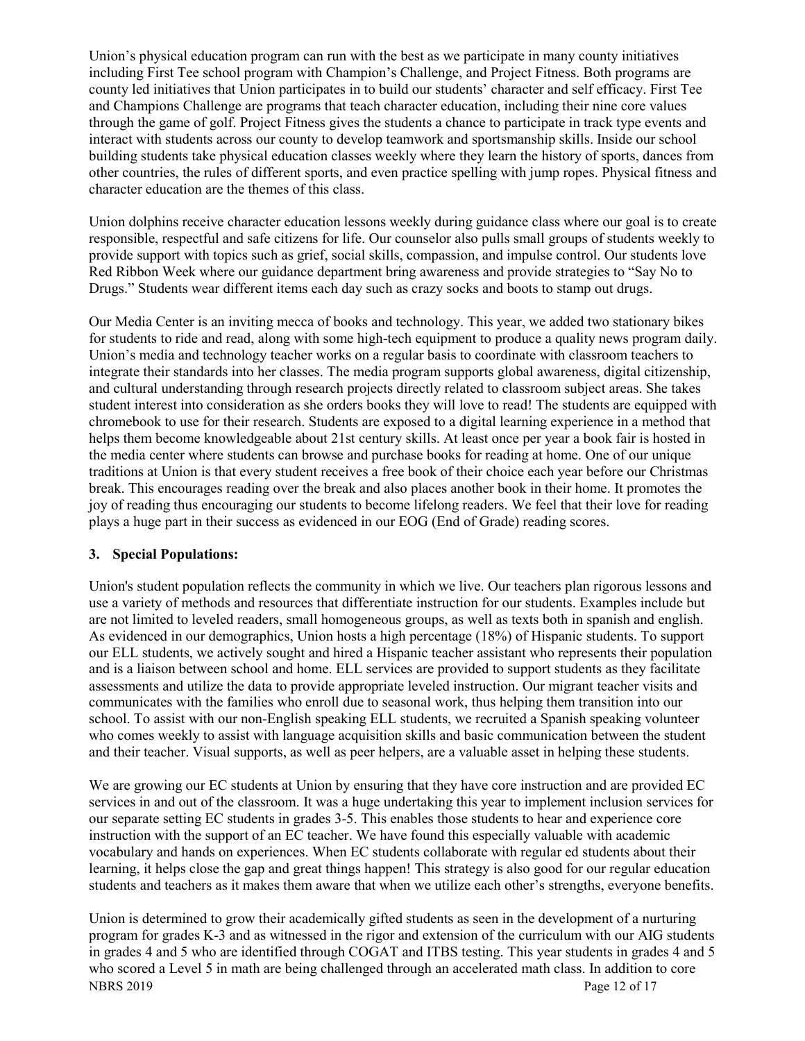Union's physical education program can run with the best as we participate in many county initiatives including First Tee school program with Champion's Challenge, and Project Fitness. Both programs are county led initiatives that Union participates in to build our students' character and self efficacy. First Tee and Champions Challenge are programs that teach character education, including their nine core values through the game of golf. Project Fitness gives the students a chance to participate in track type events and interact with students across our county to develop teamwork and sportsmanship skills. Inside our school building students take physical education classes weekly where they learn the history of sports, dances from other countries, the rules of different sports, and even practice spelling with jump ropes. Physical fitness and character education are the themes of this class.

Union dolphins receive character education lessons weekly during guidance class where our goal is to create responsible, respectful and safe citizens for life. Our counselor also pulls small groups of students weekly to provide support with topics such as grief, social skills, compassion, and impulse control. Our students love Red Ribbon Week where our guidance department bring awareness and provide strategies to "Say No to Drugs." Students wear different items each day such as crazy socks and boots to stamp out drugs.

Our Media Center is an inviting mecca of books and technology. This year, we added two stationary bikes for students to ride and read, along with some high-tech equipment to produce a quality news program daily. Union's media and technology teacher works on a regular basis to coordinate with classroom teachers to integrate their standards into her classes. The media program supports global awareness, digital citizenship, and cultural understanding through research projects directly related to classroom subject areas. She takes student interest into consideration as she orders books they will love to read! The students are equipped with chromebook to use for their research. Students are exposed to a digital learning experience in a method that helps them become knowledgeable about 21st century skills. At least once per year a book fair is hosted in the media center where students can browse and purchase books for reading at home. One of our unique traditions at Union is that every student receives a free book of their choice each year before our Christmas break. This encourages reading over the break and also places another book in their home. It promotes the joy of reading thus encouraging our students to become lifelong readers. We feel that their love for reading plays a huge part in their success as evidenced in our EOG (End of Grade) reading scores.

### 3. Special Populations:

Union's student population reflects the community in which we live. Our teachers plan rigorous lessons and use a variety of methods and resources that differentiate instruction for our students. Examples include but are not limited to leveled readers, small homogeneous groups, as well as texts both in spanish and english. As evidenced in our demographics, Union hosts a high percentage (18%) of Hispanic students. To support our ELL students, we actively sought and hired a Hispanic teacher assistant who represents their population and is a liaison between school and home. ELL services are provided to support students as they facilitate assessments and utilize the data to provide appropriate leveled instruction. Our migrant teacher visits and communicates with the families who enroll due to seasonal work, thus helping them transition into our school. To assist with our non-English speaking ELL students, we recruited a Spanish speaking volunteer who comes weekly to assist with language acquisition skills and basic communication between the student and their teacher. Visual supports, as well as peer helpers, are a valuable asset in helping these students.

We are growing our EC students at Union by ensuring that they have core instruction and are provided EC services in and out of the classroom. It was a huge undertaking this year to implement inclusion services for our separate setting EC students in grades 3-5. This enables those students to hear and experience core instruction with the support of an EC teacher. We have found this especially valuable with academic vocabulary and hands on experiences. When EC students collaborate with regular ed students about their learning, it helps close the gap and great things happen! This strategy is also good for our regular education students and teachers as it makes them aware that when we utilize each other's strengths, everyone benefits.

Union is determined to grow their academically gifted students as seen in the development of a nurturing program for grades K-3 and as witnessed in the rigor and extension of the curriculum with our AIG students in grades 4 and 5 who are identified through COGAT and ITBS testing. This year students in grades 4 and 5 who scored a Level 5 in math are being challenged through an accelerated math class. In addition to core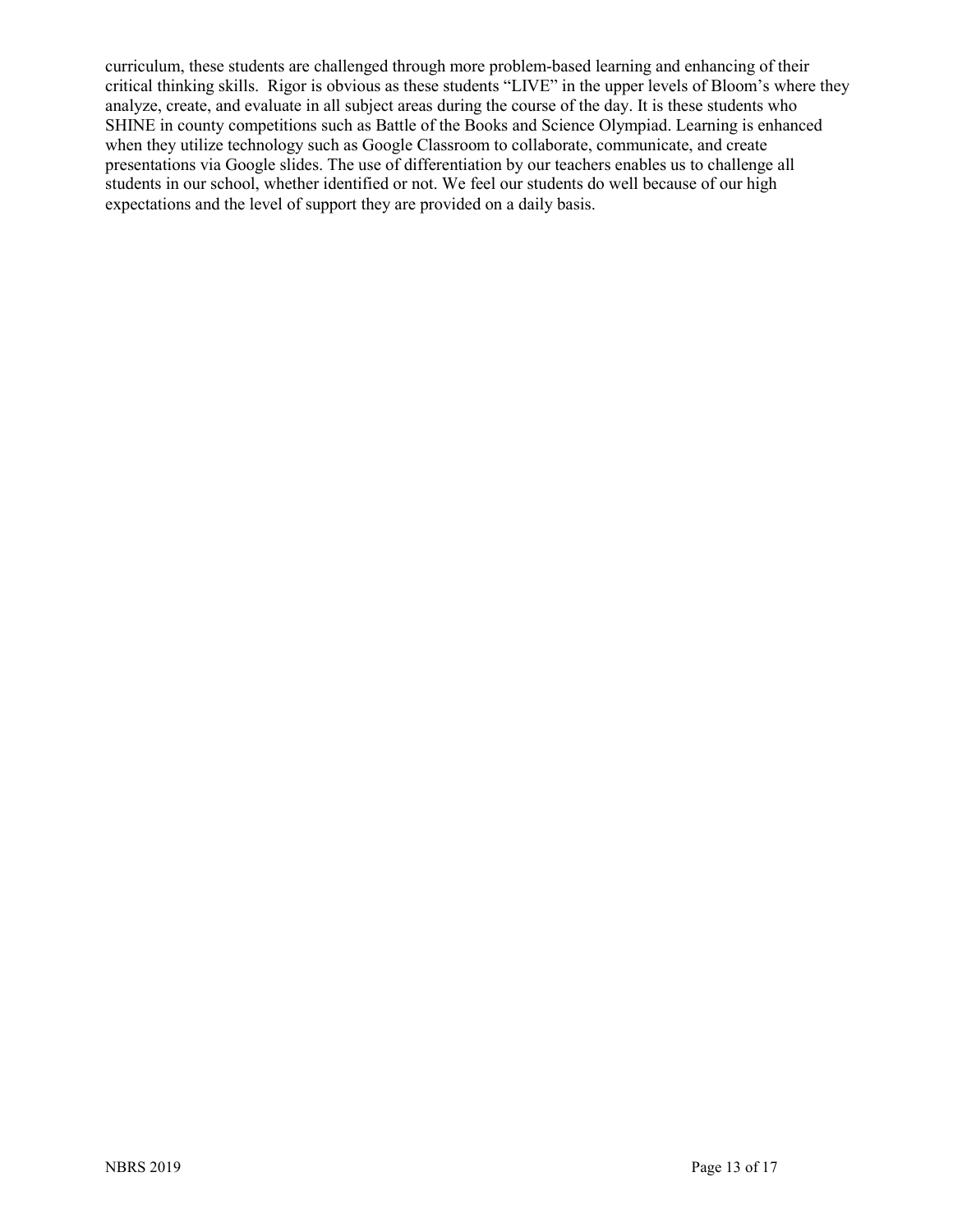curriculum, these students are challenged through more problem-based learning and enhancing of their critical thinking skills. Rigor is obvious as these students "LIVE" in the upper levels of Bloom's where they analyze, create, and evaluate in all subject areas during the course of the day. It is these students who SHINE in county competitions such as Battle of the Books and Science Olympiad. Learning is enhanced when they utilize technology such as Google Classroom to collaborate, communicate, and create presentations via Google slides. The use of differentiation by our teachers enables us to challenge all students in our school, whether identified or not. We feel our students do well because of our high expectations and the level of support they are provided on a daily basis.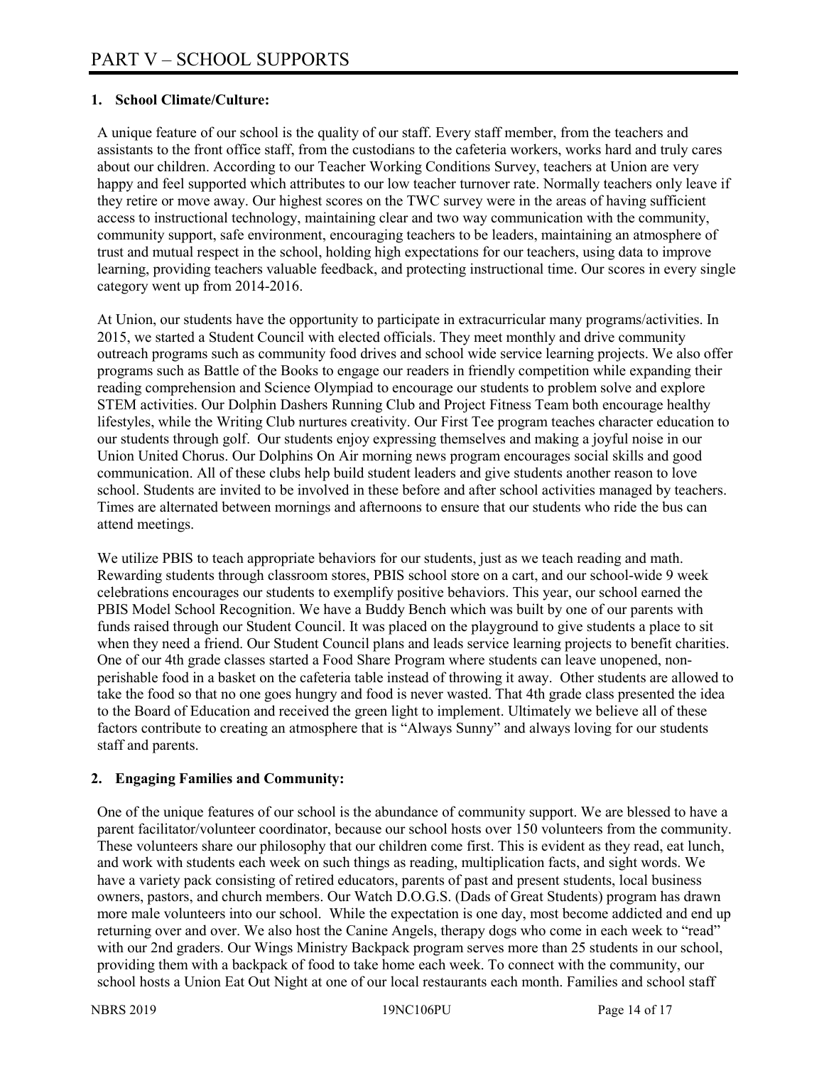# PART V – SCHOOL SUPPORTS

## 1. School Climate/Culture:

A unique feature of our school is the quality of our staff. Every staff member, from the teachers and assistants to the front office staff, from the custodians to the cafeteria workers, works hard and truly cares about our children. According to our Teacher Working Conditions Survey, teachers at Union are very happy and feel supported which attributes to our low teacher turnover rate. Normally teachers only leave if they retire or move away. Our highest scores on the TWC survey were in the areas of having sufficient access to instructional technology, maintaining clear and two way communication with the community, community support, safe environment, encouraging teachers to be leaders, maintaining an atmosphere of trust and mutual respect in the school, holding high expectations for our teachers, using data to improve learning, providing teachers valuable feedback, and protecting instructional time. Our scores in every single category went up from 2014-2016.

At Union, our students have the opportunity to participate in extracurricular many programs/activities. In 2015, we started a Student Council with elected officials. They meet monthly and drive community outreach programs such as community food drives and school wide service learning projects. We also offer programs such as Battle of the Books to engage our readers in friendly competition while expanding their reading comprehension and Science Olympiad to encourage our students to problem solve and explore STEM activities. Our Dolphin Dashers Running Club and Project Fitness Team both encourage healthy lifestyles, while the Writing Club nurtures creativity. Our First Tee program teaches character education to our students through golf. Our students enjoy expressing themselves and making a joyful noise in our Union United Chorus. Our Dolphins On Air morning news program encourages social skills and good communication. All of these clubs help build student leaders and give students another reason to love school. Students are invited to be involved in these before and after school activities managed by teachers. Times are alternated between mornings and afternoons to ensure that our students who ride the bus can attend meetings.

We utilize PBIS to teach appropriate behaviors for our students, just as we teach reading and math. Rewarding students through classroom stores, PBIS school store on a cart, and our school-wide 9 week celebrations encourages our students to exemplify positive behaviors. This year, our school earned the PBIS Model School Recognition. We have a Buddy Bench which was built by one of our parents with funds raised through our Student Council. It was placed on the playground to give students a place to sit when they need a friend. Our Student Council plans and leads service learning projects to benefit charities. One of our 4th grade classes started a Food Share Program where students can leave unopened, non-perishable food in a basket on the cafeteria table instead of throwing it away. Other students are allowed to take the food so that no one goes hungry and food is never wasted. That 4th grade class presented the idea to the Board of Education and received the green light to implement. Ultimately we believe all of these factors contribute to creating an atmosphere that is "Always Sunny" and always loving for our students staff and parents.

## 2. Engaging Families and Community:

One of the unique features of our school is the abundance of community support. We are blessed to have a parent facilitator/volunteer coordinator, because our school hosts over 150 volunteers from the community. These volunteers share our philosophy that our children come first. This is evident as they read, eat lunch, and work with students each week on such things as reading, multiplication facts, and sight words. We have a variety pack consisting of retired educators, parents of past and present students, local business owners, pastors, and church members. Our Watch D.O.G.S. (Dads of Great Students) program has drawn more male volunteers into our school. While the expectation is one day, most become addicted and end up returning over and over. We also host the Canine Angels, therapy dogs who come in each week to "read" with our 2nd graders. Our Wings Ministry Backpack program serves more than 25 students in our school, providing them with a backpack of food to take home each week. To connect with the community, our school hosts a Union Eat Out Night at one of our local restaurants each month. Families and school staff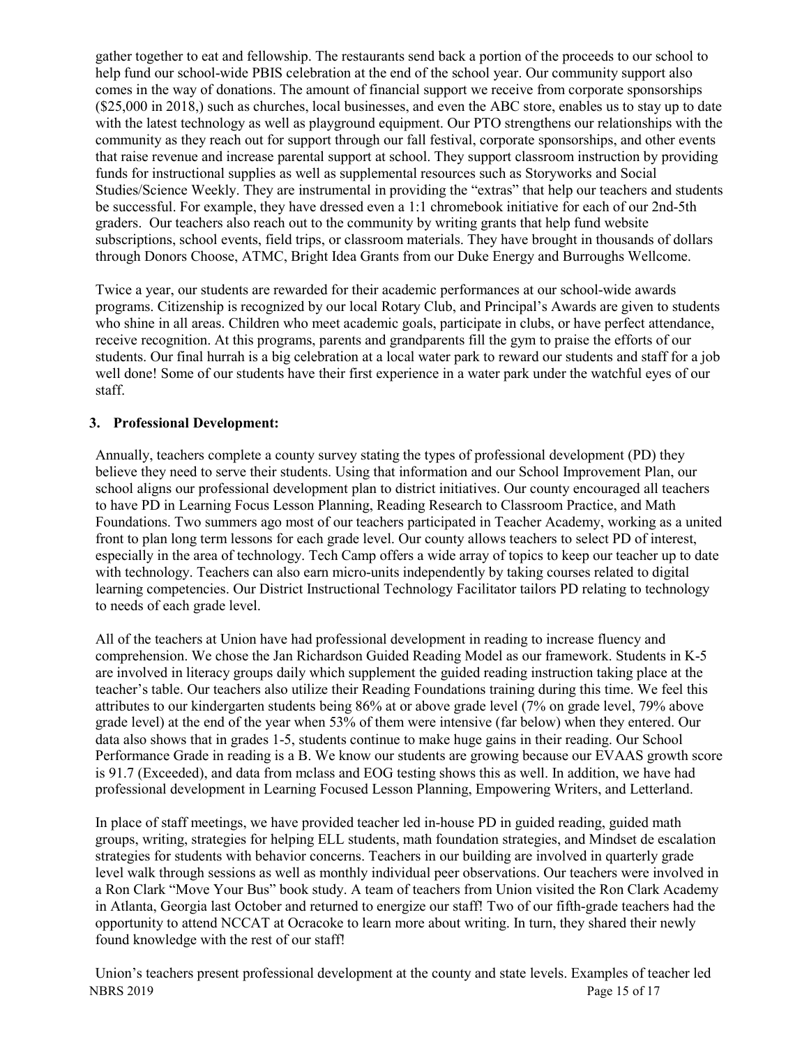gather together to eat and fellowship. The restaurants send back a portion of the proceeds to our school to help fund our school-wide PBIS celebration at the end of the school year. Our community support also comes in the way of donations. The amount of financial support we receive from corporate sponsorships ($25,000 in 2018,) such as churches, local businesses, and even the ABC store, enables us to stay up to date with the latest technology as well as playground equipment. Our PTO strengthens our relationships with the community as they reach out for support through our fall festival, corporate sponsorships, and other events that raise revenue and increase parental support at school. They support classroom instruction by providing funds for instructional supplies as well as supplemental resources such as Storyworks and Social Studies/Science Weekly. They are instrumental in providing the "extras" that help our teachers and students be successful. For example, they have dressed even a 1:1 chromebook initiative for each of our 2nd-5th graders. Our teachers also reach out to the community by writing grants that help fund website subscriptions, school events, field trips, or classroom materials. They have brought in thousands of dollars through Donors Choose, ATMC, Bright Idea Grants from our Duke Energy and Burroughs Wellcome.

Twice a year, our students are rewarded for their academic performances at our school-wide awards programs. Citizenship is recognized by our local Rotary Club, and Principal's Awards are given to students who shine in all areas. Children who meet academic goals, participate in clubs, or have perfect attendance, receive recognition. At this programs, parents and grandparents fill the gym to praise the efforts of our students. Our final hurrah is a big celebration at a local water park to reward our students and staff for a job well done! Some of our students have their first experience in a water park under the watchful eyes of our staff.

**3. Professional Development:**

Annually, teachers complete a county survey stating the types of professional development (PD) they believe they need to serve their students. Using that information and our School Improvement Plan, our school aligns our professional development plan to district initiatives. Our county encouraged all teachers to have PD in Learning Focus Lesson Planning, Reading Research to Classroom Practice, and Math Foundations. Two summers ago most of our teachers participated in Teacher Academy, working as a united front to plan long term lessons for each grade level. Our county allows teachers to select PD of interest, especially in the area of technology. Tech Camp offers a wide array of topics to keep our teacher up to date with technology. Teachers can also earn micro-units independently by taking courses related to digital learning competencies. Our District Instructional Technology Facilitator tailors PD relating to technology to needs of each grade level.

All of the teachers at Union have had professional development in reading to increase fluency and comprehension. We chose the Jan Richardson Guided Reading Model as our framework. Students in K-5 are involved in literacy groups daily which supplement the guided reading instruction taking place at the teacher's table. Our teachers also utilize their Reading Foundations training during this time. We feel this attributes to our kindergarten students being 86% at or above grade level (7% on grade level, 79% above grade level) at the end of the year when 53% of them were intensive (far below) when they entered. Our data also shows that in grades 1-5, students continue to make huge gains in their reading. Our School Performance Grade in reading is a B. We know our students are growing because our EVAAS growth score is 91.7 (Exceeded), and data from mclass and EOG testing shows this as well. In addition, we have had professional development in Learning Focused Lesson Planning, Empowering Writers, and Letterland.

In place of staff meetings, we have provided teacher led in-house PD in guided reading, guided math groups, writing, strategies for helping ELL students, math foundation strategies, and Mindset de escalation strategies for students with behavior concerns. Teachers in our building are involved in quarterly grade level walk through sessions as well as monthly individual peer observations. Our teachers were involved in a Ron Clark "Move Your Bus" book study. A team of teachers from Union visited the Ron Clark Academy in Atlanta, Georgia last October and returned to energize our staff! Two of our fifth-grade teachers had the opportunity to attend NCCAT at Ocracoke to learn more about writing. In turn, they shared their newly found knowledge with the rest of our staff!

Union's teachers present professional development at the county and state levels. Examples of teacher led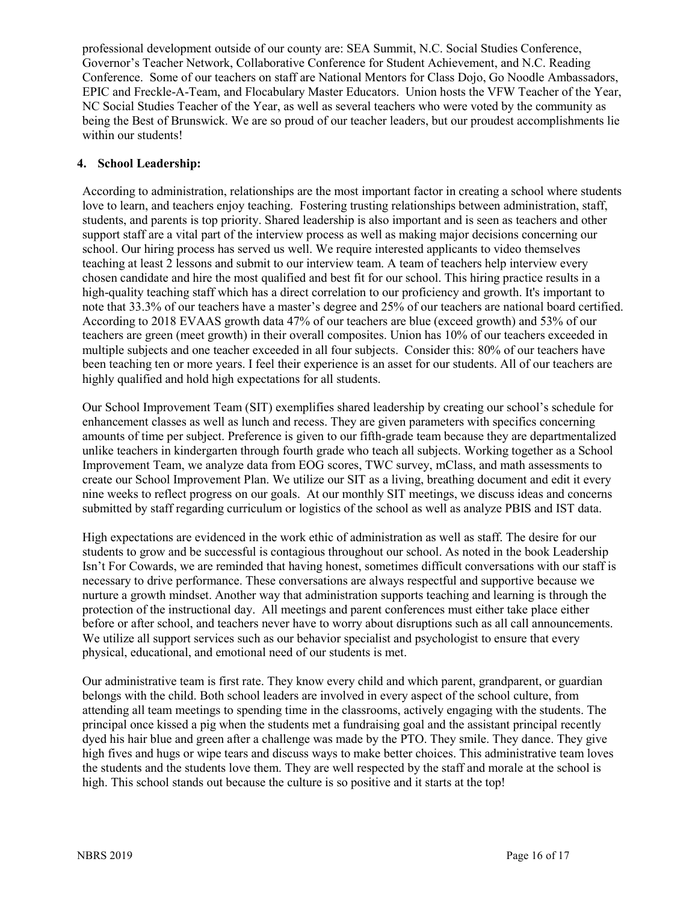professional development outside of our county are: SEA Summit, N.C. Social Studies Conference, Governor's Teacher Network, Collaborative Conference for Student Achievement, and N.C. Reading Conference. Some of our teachers on staff are National Mentors for Class Dojo, Go Noodle Ambassadors, EPIC and Freckle-A-Team, and Flocabulary Master Educators. Union hosts the VFW Teacher of the Year, NC Social Studies Teacher of the Year, as well as several teachers who were voted by the community as being the Best of Brunswick. We are so proud of our teacher leaders, but our proudest accomplishments lie within our students!

**4. School Leadership:**

According to administration, relationships are the most important factor in creating a school where students love to learn, and teachers enjoy teaching. Fostering trusting relationships between administration, staff, students, and parents is top priority. Shared leadership is also important and is seen as teachers and other support staff are a vital part of the interview process as well as making major decisions concerning our school. Our hiring process has served us well. We require interested applicants to video themselves teaching at least 2 lessons and submit to our interview team. A team of teachers help interview every chosen candidate and hire the most qualified and best fit for our school. This hiring practice results in a high-quality teaching staff which has a direct correlation to our proficiency and growth. It's important to note that 33.3% of our teachers have a master's degree and 25% of our teachers are national board certified. According to 2018 EVAAS growth data 47% of our teachers are blue (exceed growth) and 53% of our teachers are green (meet growth) in their overall composites. Union has 10% of our teachers exceeded in multiple subjects and one teacher exceeded in all four subjects. Consider this: 80% of our teachers have been teaching ten or more years. I feel their experience is an asset for our students. All of our teachers are highly qualified and hold high expectations for all students.

Our School Improvement Team (SIT) exemplifies shared leadership by creating our school's schedule for enhancement classes as well as lunch and recess. They are given parameters with specifics concerning amounts of time per subject. Preference is given to our fifth-grade team because they are departmentalized unlike teachers in kindergarten through fourth grade who teach all subjects. Working together as a School Improvement Team, we analyze data from EOG scores, TWC survey, mClass, and math assessments to create our School Improvement Plan. We utilize our SIT as a living, breathing document and edit it every nine weeks to reflect progress on our goals. At our monthly SIT meetings, we discuss ideas and concerns submitted by staff regarding curriculum or logistics of the school as well as analyze PBIS and IST data.

High expectations are evidenced in the work ethic of administration as well as staff. The desire for our students to grow and be successful is contagious throughout our school. As noted in the book Leadership Isn't For Cowards, we are reminded that having honest, sometimes difficult conversations with our staff is necessary to drive performance. These conversations are always respectful and supportive because we nurture a growth mindset. Another way that administration supports teaching and learning is through the protection of the instructional day. All meetings and parent conferences must either take place either before or after school, and teachers never have to worry about disruptions such as all call announcements. We utilize all support services such as our behavior specialist and psychologist to ensure that every physical, educational, and emotional need of our students is met.

Our administrative team is first rate. They know every child and which parent, grandparent, or guardian belongs with the child. Both school leaders are involved in every aspect of the school culture, from attending all team meetings to spending time in the classrooms, actively engaging with the students. The principal once kissed a pig when the students met a fundraising goal and the assistant principal recently dyed his hair blue and green after a challenge was made by the PTO. They smile. They dance. They give high fives and hugs or wipe tears and discuss ways to make better choices. This administrative team loves the students and the students love them. They are well respected by the staff and morale at the school is high. This school stands out because the culture is so positive and it starts at the top!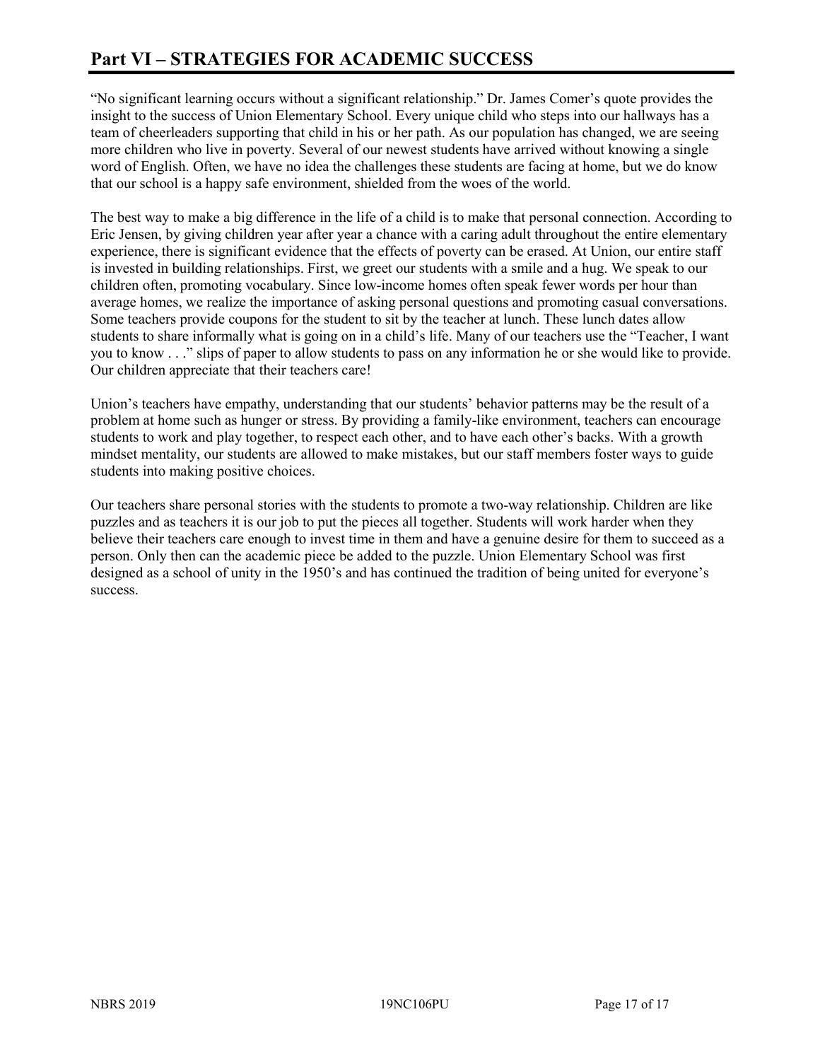# Part VI – STRATEGIES FOR ACADEMIC SUCCESS

"No significant learning occurs without a significant relationship." Dr. James Comer's quote provides the insight to the success of Union Elementary School. Every unique child who steps into our hallways has a team of cheerleaders supporting that child in his or her path. As our population has changed, we are seeing more children who live in poverty. Several of our newest students have arrived without knowing a single word of English. Often, we have no idea the challenges these students are facing at home, but we do know that our school is a happy safe environment, shielded from the woes of the world.

The best way to make a big difference in the life of a child is to make that personal connection. According to Eric Jensen, by giving children year after year a chance with a caring adult throughout the entire elementary experience, there is significant evidence that the effects of poverty can be erased. At Union, our entire staff is invested in building relationships. First, we greet our students with a smile and a hug. We speak to our children often, promoting vocabulary. Since low-income homes often speak fewer words per hour than average homes, we realize the importance of asking personal questions and promoting casual conversations. Some teachers provide coupons for the student to sit by the teacher at lunch. These lunch dates allow students to share informally what is going on in a child's life. Many of our teachers use the "Teacher, I want you to know . . ." slips of paper to allow students to pass on any information he or she would like to provide. Our children appreciate that their teachers care!

Union's teachers have empathy, understanding that our students' behavior patterns may be the result of a problem at home such as hunger or stress. By providing a family-like environment, teachers can encourage students to work and play together, to respect each other, and to have each other's backs. With a growth mindset mentality, our students are allowed to make mistakes, but our staff members foster ways to guide students into making positive choices.

Our teachers share personal stories with the students to promote a two-way relationship. Children are like puzzles and as teachers it is our job to put the pieces all together. Students will work harder when they believe their teachers care enough to invest time in them and have a genuine desire for them to succeed as a person. Only then can the academic piece be added to the puzzle. Union Elementary School was first designed as a school of unity in the 1950's and has continued the tradition of being united for everyone's success.